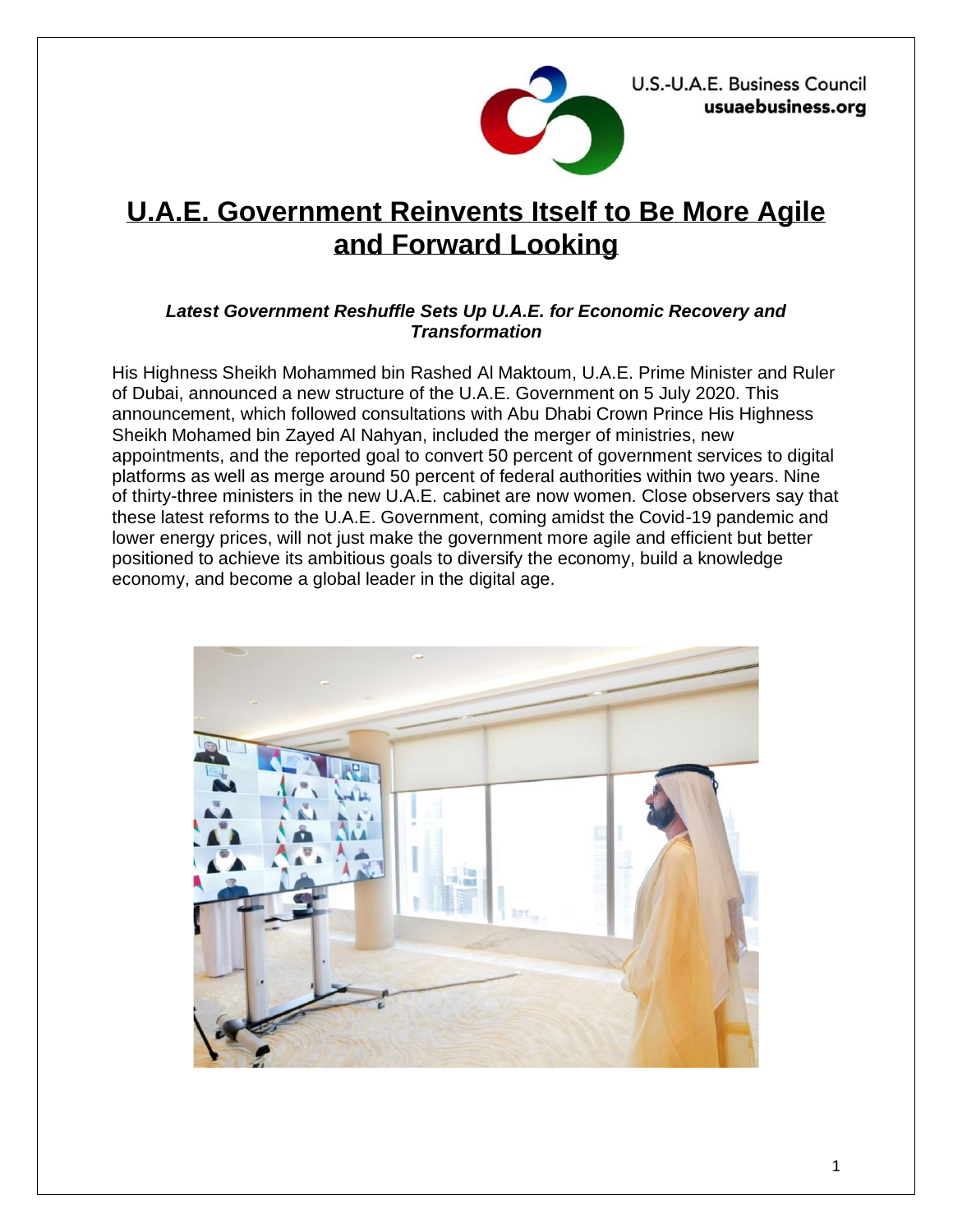U.S.-U.A.E. Business Council
usuaebusiness.org

# U.A.E. Government Reinvents Itself to Be More Agile and Forward Looking

***Latest Government Reshuffle Sets Up U.A.E. for Economic Recovery and Transformation***

His Highness Sheikh Mohammed bin Rashed Al Maktoum, U.A.E. Prime Minister and Ruler of Dubai, announced a new structure of the U.A.E. Government on 5 July 2020. This announcement, which followed consultations with Abu Dhabi Crown Prince His Highness Sheikh Mohamed bin Zayed Al Nahyan, included the merger of ministries, new appointments, and the reported goal to convert 50 percent of government services to digital platforms as well as merge around 50 percent of federal authorities within two years. Nine of thirty-three ministers in the new U.A.E. cabinet are now women. Close observers say that these latest reforms to the U.A.E. Government, coming amidst the Covid-19 pandemic and lower energy prices, will not just make the government more agile and efficient but better positioned to achieve its ambitious goals to diversify the economy, build a knowledge economy, and become a global leader in the digital age.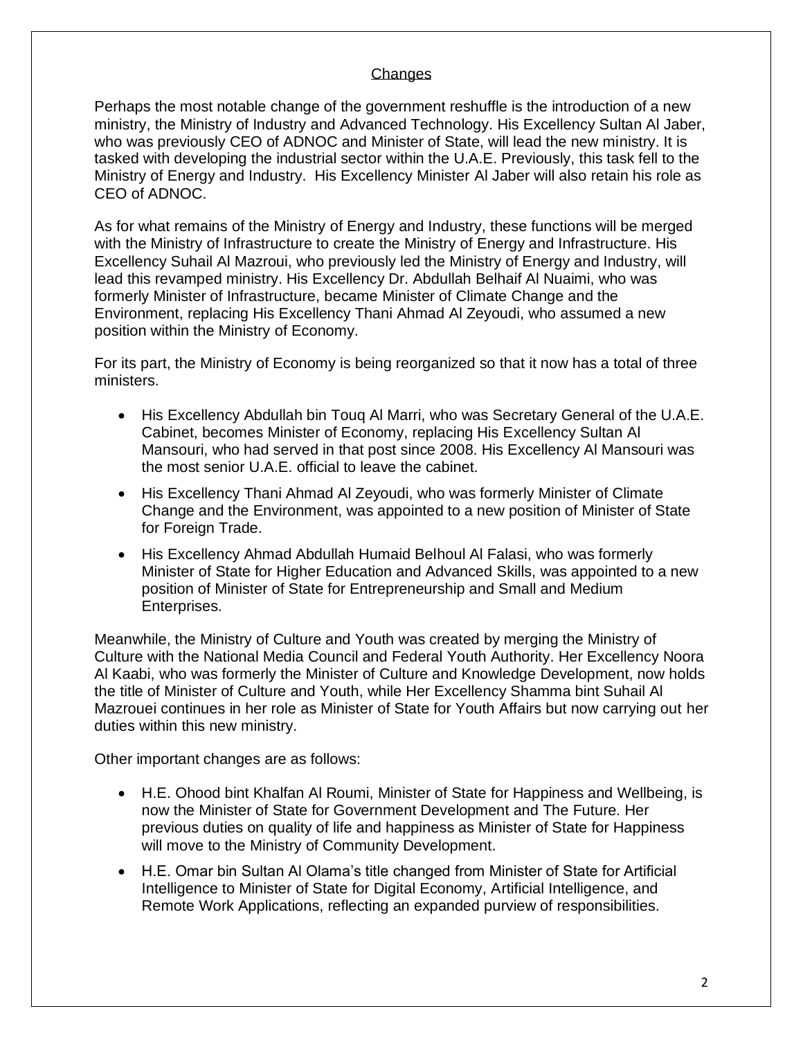## Changes

Perhaps the most notable change of the government reshuffle is the introduction of a new ministry, the Ministry of Industry and Advanced Technology. His Excellency Sultan Al Jaber, who was previously CEO of ADNOC and Minister of State, will lead the new ministry. It is tasked with developing the industrial sector within the U.A.E. Previously, this task fell to the Ministry of Energy and Industry. His Excellency Minister Al Jaber will also retain his role as CEO of ADNOC.

As for what remains of the Ministry of Energy and Industry, these functions will be merged with the Ministry of Infrastructure to create the Ministry of Energy and Infrastructure. His Excellency Suhail Al Mazroui, who previously led the Ministry of Energy and Industry, will lead this revamped ministry. His Excellency Dr. Abdullah Belhaif Al Nuaimi, who was formerly Minister of Infrastructure, became Minister of Climate Change and the Environment, replacing His Excellency Thani Ahmad Al Zeyoudi, who assumed a new position within the Ministry of Economy.

For its part, the Ministry of Economy is being reorganized so that it now has a total of three ministers.

- His Excellency Abdullah bin Touq Al Marri, who was Secretary General of the U.A.E. Cabinet, becomes Minister of Economy, replacing His Excellency Sultan Al Mansouri, who had served in that post since 2008. His Excellency Al Mansouri was the most senior U.A.E. official to leave the cabinet.
- His Excellency Thani Ahmad Al Zeyoudi, who was formerly Minister of Climate Change and the Environment, was appointed to a new position of Minister of State for Foreign Trade.
- His Excellency Ahmad Abdullah Humaid Belhoul Al Falasi, who was formerly Minister of State for Higher Education and Advanced Skills, was appointed to a new position of Minister of State for Entrepreneurship and Small and Medium Enterprises.

Meanwhile, the Ministry of Culture and Youth was created by merging the Ministry of Culture with the National Media Council and Federal Youth Authority. Her Excellency Noora Al Kaabi, who was formerly the Minister of Culture and Knowledge Development, now holds the title of Minister of Culture and Youth, while Her Excellency Shamma bint Suhail Al Mazrouei continues in her role as Minister of State for Youth Affairs but now carrying out her duties within this new ministry.

Other important changes are as follows:

- H.E. Ohood bint Khalfan Al Roumi, Minister of State for Happiness and Wellbeing, is now the Minister of State for Government Development and The Future. Her previous duties on quality of life and happiness as Minister of State for Happiness will move to the Ministry of Community Development.
- H.E. Omar bin Sultan Al Olama's title changed from Minister of State for Artificial Intelligence to Minister of State for Digital Economy, Artificial Intelligence, and Remote Work Applications, reflecting an expanded purview of responsibilities.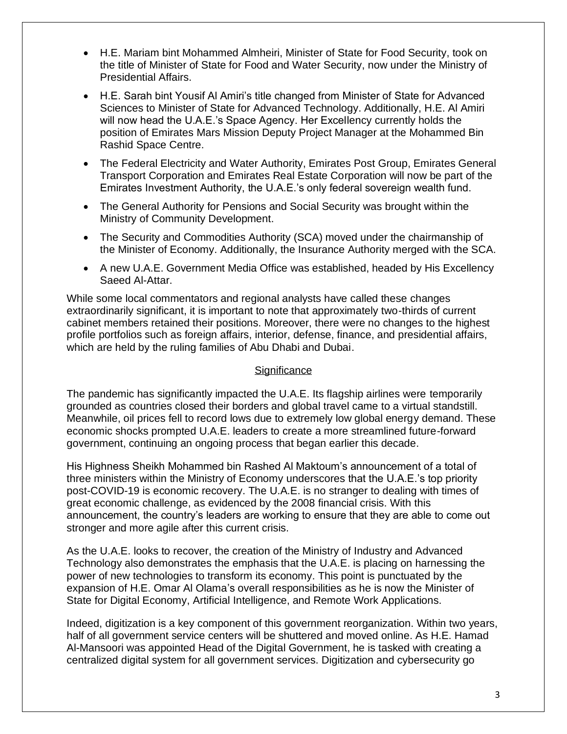- H.E. Mariam bint Mohammed Almheiri, Minister of State for Food Security, took on the title of Minister of State for Food and Water Security, now under the Ministry of Presidential Affairs.
- H.E. Sarah bint Yousif Al Amiri's title changed from Minister of State for Advanced Sciences to Minister of State for Advanced Technology. Additionally, H.E. Al Amiri will now head the U.A.E.'s Space Agency. Her Excellency currently holds the position of Emirates Mars Mission Deputy Project Manager at the Mohammed Bin Rashid Space Centre.
- The Federal Electricity and Water Authority, Emirates Post Group, Emirates General Transport Corporation and Emirates Real Estate Corporation will now be part of the Emirates Investment Authority, the U.A.E.'s only federal sovereign wealth fund.
- The General Authority for Pensions and Social Security was brought within the Ministry of Community Development.
- The Security and Commodities Authority (SCA) moved under the chairmanship of the Minister of Economy. Additionally, the Insurance Authority merged with the SCA.
- A new U.A.E. Government Media Office was established, headed by His Excellency Saeed Al-Attar.

While some local commentators and regional analysts have called these changes extraordinarily significant, it is important to note that approximately two-thirds of current cabinet members retained their positions. Moreover, there were no changes to the highest profile portfolios such as foreign affairs, interior, defense, finance, and presidential affairs, which are held by the ruling families of Abu Dhabi and Dubai.

## Significance

The pandemic has significantly impacted the U.A.E. Its flagship airlines were temporarily grounded as countries closed their borders and global travel came to a virtual standstill. Meanwhile, oil prices fell to record lows due to extremely low global energy demand. These economic shocks prompted U.A.E. leaders to create a more streamlined future-forward government, continuing an ongoing process that began earlier this decade.

His Highness Sheikh Mohammed bin Rashed Al Maktoum's announcement of a total of three ministers within the Ministry of Economy underscores that the U.A.E.'s top priority post-COVID-19 is economic recovery. The U.A.E. is no stranger to dealing with times of great economic challenge, as evidenced by the 2008 financial crisis. With this announcement, the country's leaders are working to ensure that they are able to come out stronger and more agile after this current crisis.

As the U.A.E. looks to recover, the creation of the Ministry of Industry and Advanced Technology also demonstrates the emphasis that the U.A.E. is placing on harnessing the power of new technologies to transform its economy. This point is punctuated by the expansion of H.E. Omar Al Olama's overall responsibilities as he is now the Minister of State for Digital Economy, Artificial Intelligence, and Remote Work Applications.

Indeed, digitization is a key component of this government reorganization. Within two years, half of all government service centers will be shuttered and moved online. As H.E. Hamad Al-Mansoori was appointed Head of the Digital Government, he is tasked with creating a centralized digital system for all government services. Digitization and cybersecurity go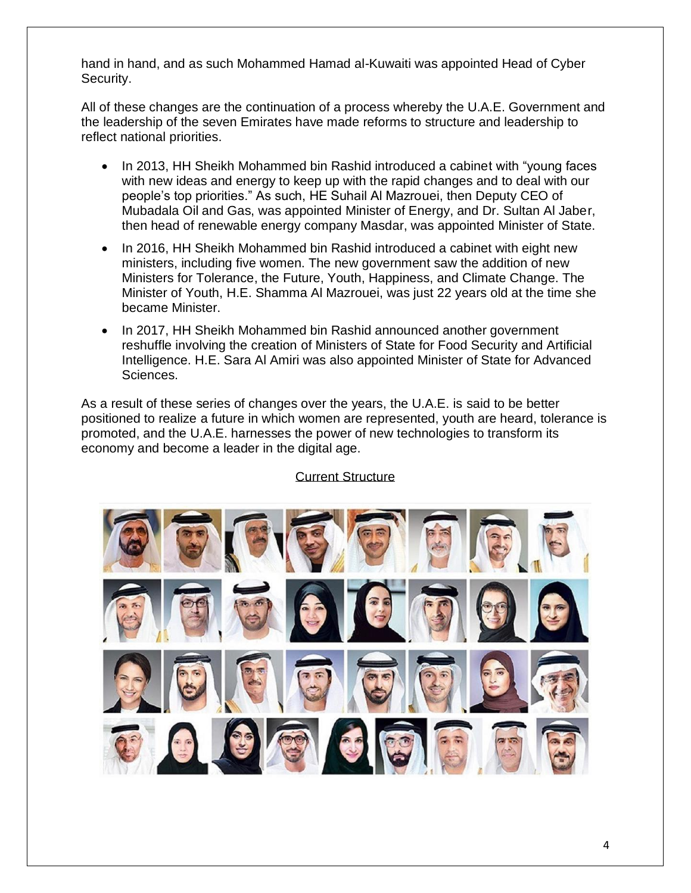hand in hand, and as such Mohammed Hamad al-Kuwaiti was appointed Head of Cyber Security.

All of these changes are the continuation of a process whereby the U.A.E. Government and the leadership of the seven Emirates have made reforms to structure and leadership to reflect national priorities.

- In 2013, HH Sheikh Mohammed bin Rashid introduced a cabinet with "young faces with new ideas and energy to keep up with the rapid changes and to deal with our people's top priorities." As such, HE Suhail Al Mazrouei, then Deputy CEO of Mubadala Oil and Gas, was appointed Minister of Energy, and Dr. Sultan Al Jaber, then head of renewable energy company Masdar, was appointed Minister of State.
- In 2016, HH Sheikh Mohammed bin Rashid introduced a cabinet with eight new ministers, including five women. The new government saw the addition of new Ministers for Tolerance, the Future, Youth, Happiness, and Climate Change. The Minister of Youth, H.E. Shamma Al Mazrouei, was just 22 years old at the time she became Minister.
- In 2017, HH Sheikh Mohammed bin Rashid announced another government reshuffle involving the creation of Ministers of State for Food Security and Artificial Intelligence. H.E. Sara Al Amiri was also appointed Minister of State for Advanced Sciences.

As a result of these series of changes over the years, the U.A.E. is said to be better positioned to realize a future in which women are represented, youth are heard, tolerance is promoted, and the U.A.E. harnesses the power of new technologies to transform its economy and become a leader in the digital age.

<u>Current Structure</u>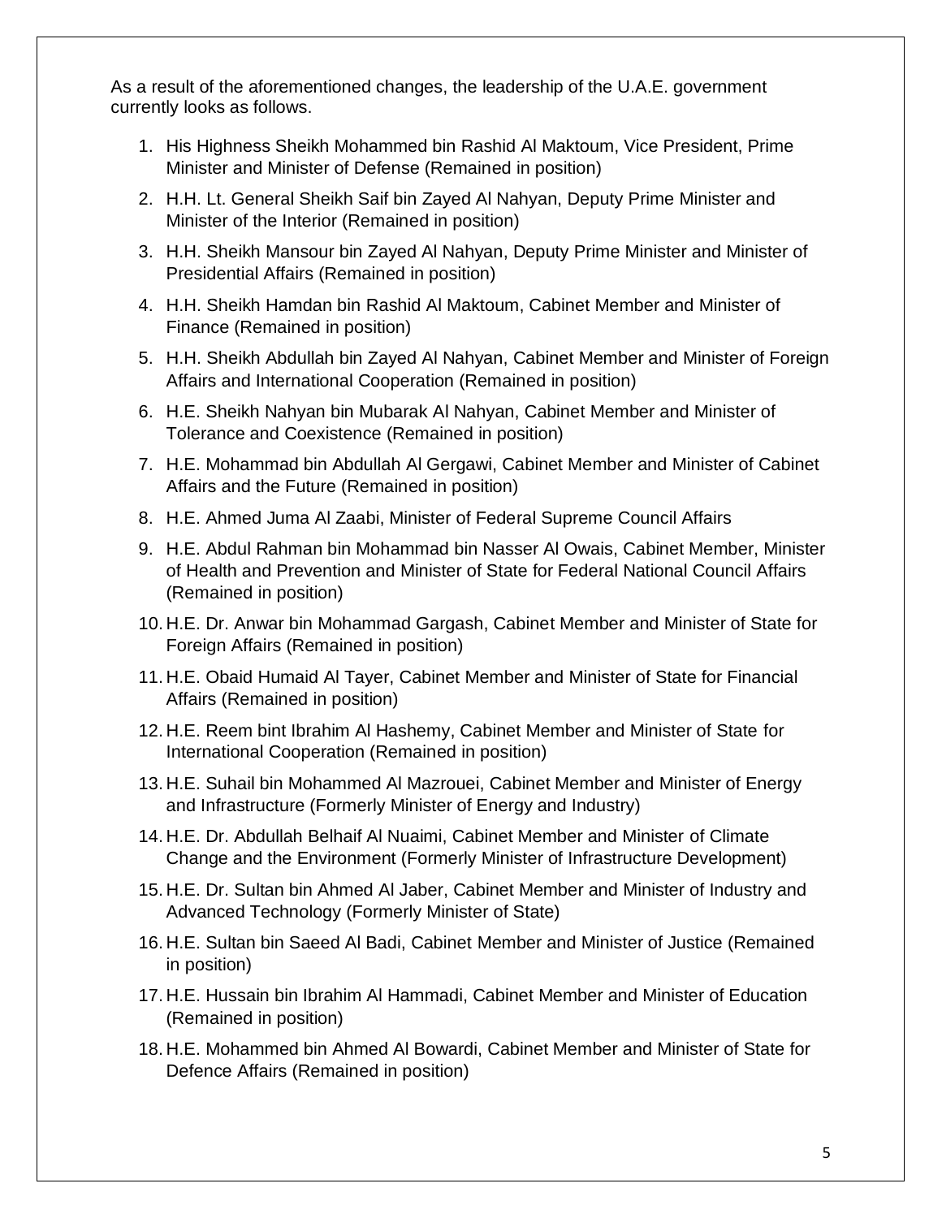As a result of the aforementioned changes, the leadership of the U.A.E. government currently looks as follows.

1. His Highness Sheikh Mohammed bin Rashid Al Maktoum, Vice President, Prime Minister and Minister of Defense (Remained in position)
2. H.H. Lt. General Sheikh Saif bin Zayed Al Nahyan, Deputy Prime Minister and Minister of the Interior (Remained in position)
3. H.H. Sheikh Mansour bin Zayed Al Nahyan, Deputy Prime Minister and Minister of Presidential Affairs (Remained in position)
4. H.H. Sheikh Hamdan bin Rashid Al Maktoum, Cabinet Member and Minister of Finance (Remained in position)
5. H.H. Sheikh Abdullah bin Zayed Al Nahyan, Cabinet Member and Minister of Foreign Affairs and International Cooperation (Remained in position)
6. H.E. Sheikh Nahyan bin Mubarak Al Nahyan, Cabinet Member and Minister of Tolerance and Coexistence (Remained in position)
7. H.E. Mohammad bin Abdullah Al Gergawi, Cabinet Member and Minister of Cabinet Affairs and the Future (Remained in position)
8. H.E. Ahmed Juma Al Zaabi, Minister of Federal Supreme Council Affairs
9. H.E. Abdul Rahman bin Mohammad bin Nasser Al Owais, Cabinet Member, Minister of Health and Prevention and Minister of State for Federal National Council Affairs (Remained in position)
10. H.E. Dr. Anwar bin Mohammad Gargash, Cabinet Member and Minister of State for Foreign Affairs (Remained in position)
11. H.E. Obaid Humaid Al Tayer, Cabinet Member and Minister of State for Financial Affairs (Remained in position)
12. H.E. Reem bint Ibrahim Al Hashemy, Cabinet Member and Minister of State for International Cooperation (Remained in position)
13. H.E. Suhail bin Mohammed Al Mazrouei, Cabinet Member and Minister of Energy and Infrastructure (Formerly Minister of Energy and Industry)
14. H.E. Dr. Abdullah Belhaif Al Nuaimi, Cabinet Member and Minister of Climate Change and the Environment (Formerly Minister of Infrastructure Development)
15. H.E. Dr. Sultan bin Ahmed Al Jaber, Cabinet Member and Minister of Industry and Advanced Technology (Formerly Minister of State)
16. H.E. Sultan bin Saeed Al Badi, Cabinet Member and Minister of Justice (Remained in position)
17. H.E. Hussain bin Ibrahim Al Hammadi, Cabinet Member and Minister of Education (Remained in position)
18. H.E. Mohammed bin Ahmed Al Bowardi, Cabinet Member and Minister of State for Defence Affairs (Remained in position)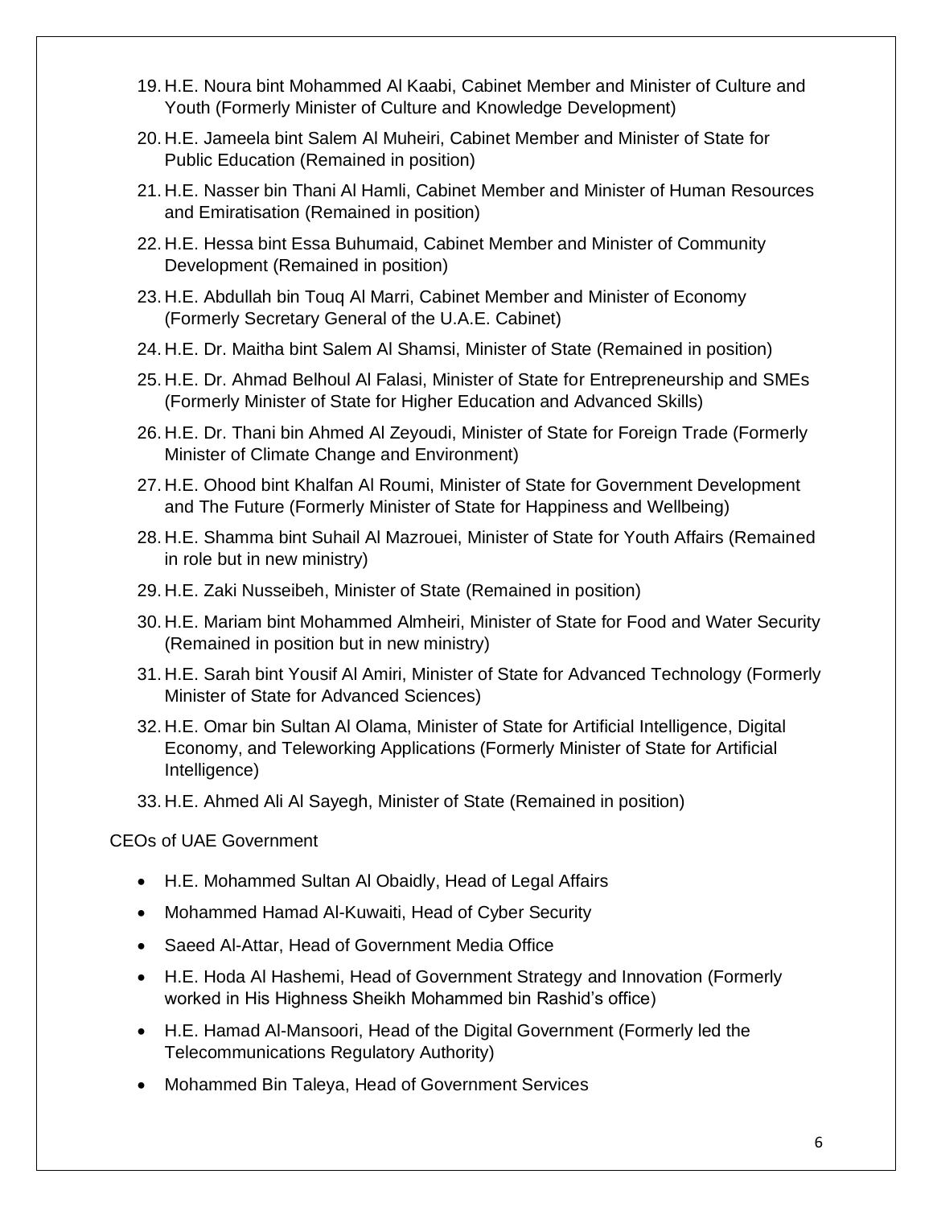19. H.E. Noura bint Mohammed Al Kaabi, Cabinet Member and Minister of Culture and Youth (Formerly Minister of Culture and Knowledge Development)
20. H.E. Jameela bint Salem Al Muheiri, Cabinet Member and Minister of State for Public Education (Remained in position)
21. H.E. Nasser bin Thani Al Hamli, Cabinet Member and Minister of Human Resources and Emiratisation (Remained in position)
22. H.E. Hessa bint Essa Buhumaid, Cabinet Member and Minister of Community Development (Remained in position)
23. H.E. Abdullah bin Touq Al Marri, Cabinet Member and Minister of Economy (Formerly Secretary General of the U.A.E. Cabinet)
24. H.E. Dr. Maitha bint Salem Al Shamsi, Minister of State (Remained in position)
25. H.E. Dr. Ahmad Belhoul Al Falasi, Minister of State for Entrepreneurship and SMEs (Formerly Minister of State for Higher Education and Advanced Skills)
26. H.E. Dr. Thani bin Ahmed Al Zeyoudi, Minister of State for Foreign Trade (Formerly Minister of Climate Change and Environment)
27. H.E. Ohood bint Khalfan Al Roumi, Minister of State for Government Development and The Future (Formerly Minister of State for Happiness and Wellbeing)
28. H.E. Shamma bint Suhail Al Mazrouei, Minister of State for Youth Affairs (Remained in role but in new ministry)
29. H.E. Zaki Nusseibeh, Minister of State (Remained in position)
30. H.E. Mariam bint Mohammed Almheiri, Minister of State for Food and Water Security (Remained in position but in new ministry)
31. H.E. Sarah bint Yousif Al Amiri, Minister of State for Advanced Technology (Formerly Minister of State for Advanced Sciences)
32. H.E. Omar bin Sultan Al Olama, Minister of State for Artificial Intelligence, Digital Economy, and Teleworking Applications (Formerly Minister of State for Artificial Intelligence)
33. H.E. Ahmed Ali Al Sayegh, Minister of State (Remained in position)

CEOs of UAE Government

- H.E. Mohammed Sultan Al Obaidly, Head of Legal Affairs
- Mohammed Hamad Al-Kuwaiti, Head of Cyber Security
- Saeed Al-Attar, Head of Government Media Office
- H.E. Hoda Al Hashemi, Head of Government Strategy and Innovation (Formerly worked in His Highness Sheikh Mohammed bin Rashid's office)
- H.E. Hamad Al-Mansoori, Head of the Digital Government (Formerly led the Telecommunications Regulatory Authority)
- Mohammed Bin Taleya, Head of Government Services